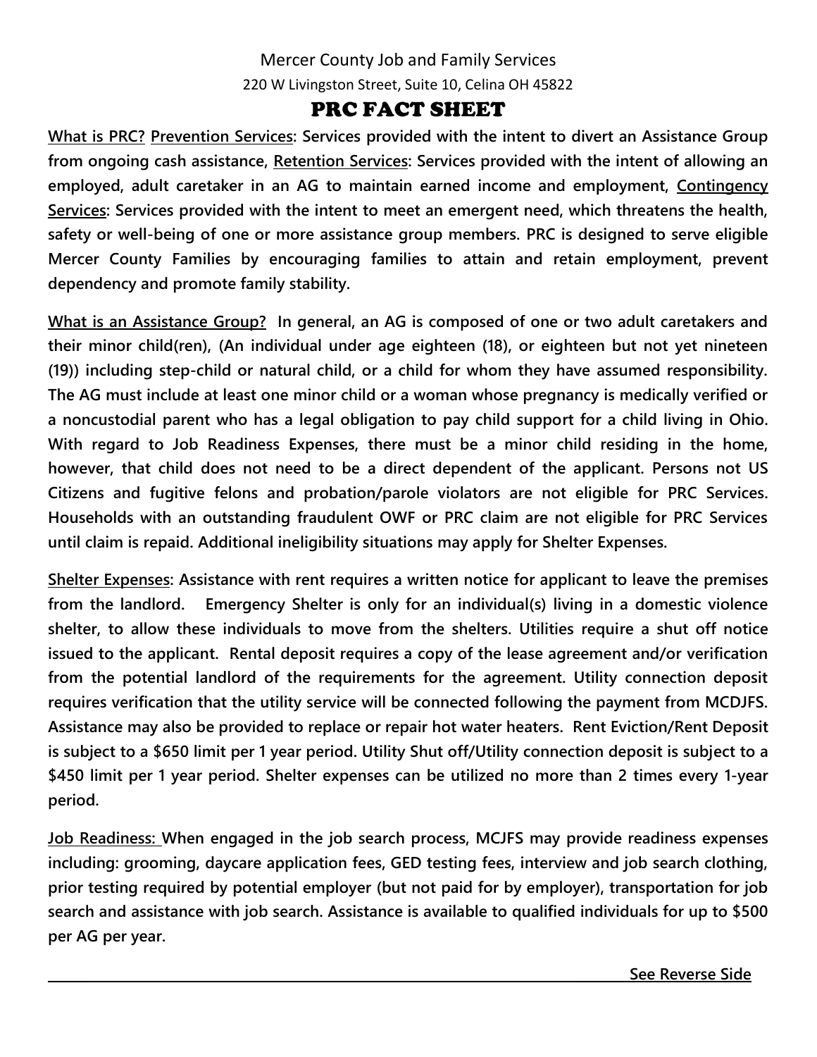Mercer County Job and Family Services

220 W Livingston Street, Suite 10, Celina OH 45822

# PRC FACT SHEET

**What is PRC? Prevention Services: Services provided with the intent to divert an Assistance Group from ongoing cash assistance, Retention Services: Services provided with the intent of allowing an employed, adult caretaker in an AG to maintain earned income and employment, Contingency Services: Services provided with the intent to meet an emergent need, which threatens the health, safety or well-being of one or more assistance group members. PRC is designed to serve eligible Mercer County Families by encouraging families to attain and retain employment, prevent dependency and promote family stability.**

**What is an Assistance Group? In general, an AG is composed of one or two adult caretakers and their minor child(ren), (An individual under age eighteen (18), or eighteen but not yet nineteen (19)) including step-child or natural child, or a child for whom they have assumed responsibility. The AG must include at least one minor child or a woman whose pregnancy is medically verified or a noncustodial parent who has a legal obligation to pay child support for a child living in Ohio. With regard to Job Readiness Expenses, there must be a minor child residing in the home, however, that child does not need to be a direct dependent of the applicant. Persons not US Citizens and fugitive felons and probation/parole violators are not eligible for PRC Services. Households with an outstanding fraudulent OWF or PRC claim are not eligible for PRC Services until claim is repaid. Additional ineligibility situations may apply for Shelter Expenses.**

**Shelter Expenses: Assistance with rent requires a written notice for applicant to leave the premises from the landlord. Emergency Shelter is only for an individual(s) living in a domestic violence shelter, to allow these individuals to move from the shelters. Utilities require a shut off notice issued to the applicant. Rental deposit requires a copy of the lease agreement and/or verification from the potential landlord of the requirements for the agreement. Utility connection deposit requires verification that the utility service will be connected following the payment from MCDJFS. Assistance may also be provided to replace or repair hot water heaters. Rent Eviction/Rent Deposit is subject to a $650 limit per 1 year period. Utility Shut off/Utility connection deposit is subject to a $450 limit per 1 year period. Shelter expenses can be utilized no more than 2 times every 1-year period.**

**Job Readiness: When engaged in the job search process, MCJFS may provide readiness expenses including: grooming, daycare application fees, GED testing fees, interview and job search clothing, prior testing required by potential employer (but not paid for by employer), transportation for job search and assistance with job search. Assistance is available to qualified individuals for up to $500 per AG per year.**

**See Reverse Side**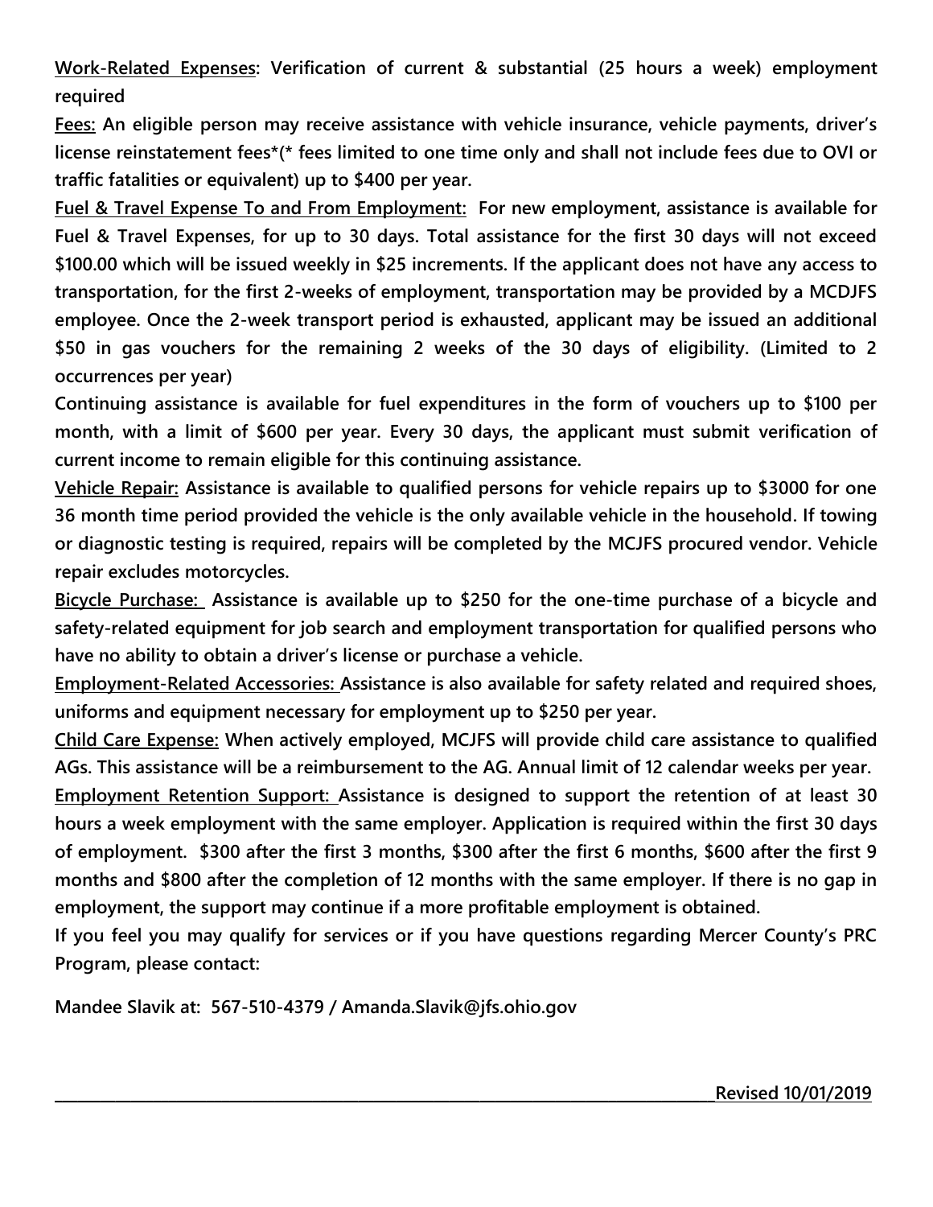**<u>Work-Related Expenses</u>: Verification of current & substantial (25 hours a week) employment required**

**<u>Fees:</u> An eligible person may receive assistance with vehicle insurance, vehicle payments, driver's license reinstatement fees*(* fees limited to one time only and shall not include fees due to OVI or traffic fatalities or equivalent) up to $400 per year.**

**<u>Fuel & Travel Expense To and From Employment:</u> For new employment, assistance is available for Fuel & Travel Expenses, for up to 30 days. Total assistance for the first 30 days will not exceed $100.00 which will be issued weekly in $25 increments. If the applicant does not have any access to transportation, for the first 2-weeks of employment, transportation may be provided by a MCDJFS employee. Once the 2-week transport period is exhausted, applicant may be issued an additional $50 in gas vouchers for the remaining 2 weeks of the 30 days of eligibility. (Limited to 2 occurrences per year)**

**Continuing assistance is available for fuel expenditures in the form of vouchers up to $100 per month, with a limit of $600 per year. Every 30 days, the applicant must submit verification of current income to remain eligible for this continuing assistance.**

**<u>Vehicle Repair:</u> Assistance is available to qualified persons for vehicle repairs up to $3000 for one 36 month time period provided the vehicle is the only available vehicle in the household. If towing or diagnostic testing is required, repairs will be completed by the MCJFS procured vendor. Vehicle repair excludes motorcycles.**

**<u>Bicycle Purchase:</u> Assistance is available up to $250 for the one-time purchase of a bicycle and safety-related equipment for job search and employment transportation for qualified persons who have no ability to obtain a driver's license or purchase a vehicle.**

**<u>Employment-Related Accessories:</u> Assistance is also available for safety related and required shoes, uniforms and equipment necessary for employment up to $250 per year.**

**<u>Child Care Expense:</u> When actively employed, MCJFS will provide child care assistance to qualified AGs. This assistance will be a reimbursement to the AG. Annual limit of 12 calendar weeks per year.**

**<u>Employment Retention Support:</u> Assistance is designed to support the retention of at least 30 hours a week employment with the same employer. Application is required within the first 30 days of employment. $300 after the first 3 months, $300 after the first 6 months, $600 after the first 9 months and $800 after the completion of 12 months with the same employer. If there is no gap in employment, the support may continue if a more profitable employment is obtained.**

**If you feel you may qualify for services or if you have questions regarding Mercer County's PRC Program, please contact:**

**Mandee Slavik at: 567-510-4379 / Amanda.Slavik@jfs.ohio.gov**

**<u>Revised 10/01/2019</u>**